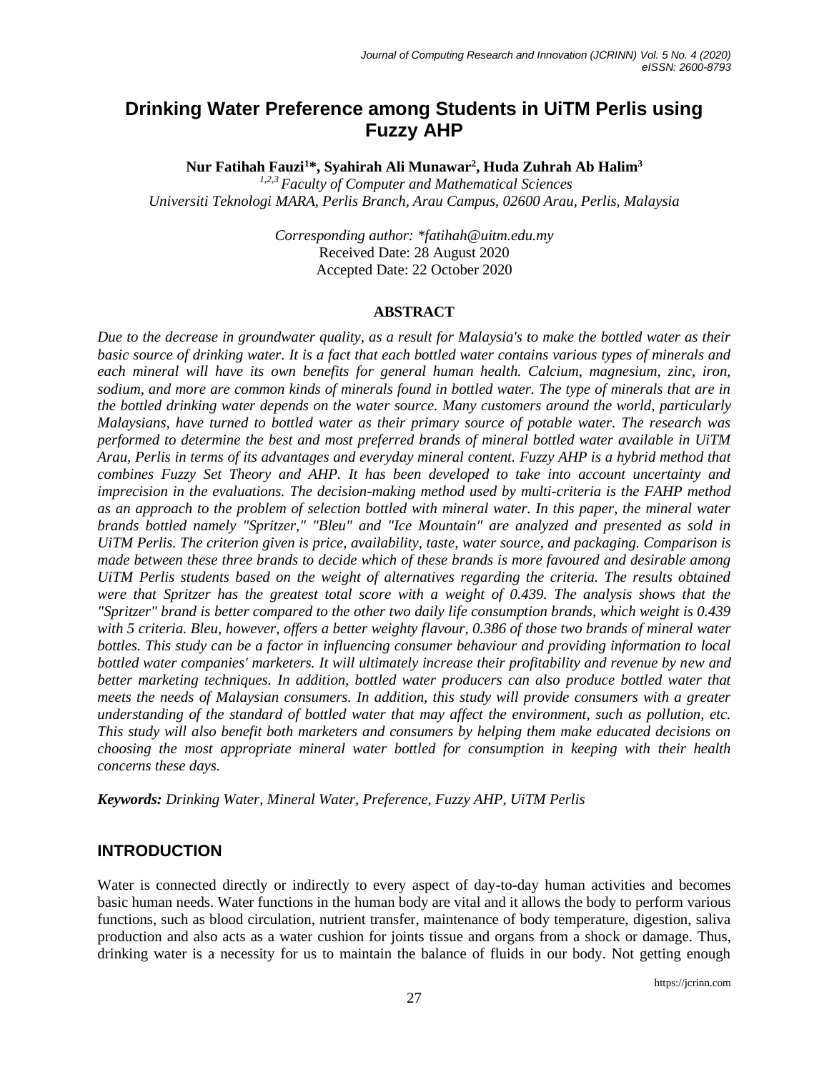# Drinking Water Preference among Students in UiTM Perlis using Fuzzy AHP

**Nur Fatihah Fauzi[1]*, Syahirah Ali Munawar[2], Huda Zuhrah Ab Halim[3]**

*[1,2,3] Faculty of Computer and Mathematical Sciences*
*Universiti Teknologi MARA, Perlis Branch, Arau Campus, 02600 Arau, Perlis, Malaysia*

*Corresponding author: *fatihah@uitm.edu.my*
Received Date: 28 August 2020
Accepted Date: 22 October 2020

## ABSTRACT

*Due to the decrease in groundwater quality, as a result for Malaysia's to make the bottled water as their basic source of drinking water. It is a fact that each bottled water contains various types of minerals and each mineral will have its own benefits for general human health. Calcium, magnesium, zinc, iron, sodium, and more are common kinds of minerals found in bottled water. The type of minerals that are in the bottled drinking water depends on the water source. Many customers around the world, particularly Malaysians, have turned to bottled water as their primary source of potable water. The research was performed to determine the best and most preferred brands of mineral bottled water available in UiTM Arau, Perlis in terms of its advantages and everyday mineral content. Fuzzy AHP is a hybrid method that combines Fuzzy Set Theory and AHP. It has been developed to take into account uncertainty and imprecision in the evaluations. The decision-making method used by multi-criteria is the FAHP method as an approach to the problem of selection bottled with mineral water. In this paper, the mineral water brands bottled namely "Spritzer," "Bleu" and "Ice Mountain" are analyzed and presented as sold in UiTM Perlis. The criterion given is price, availability, taste, water source, and packaging. Comparison is made between these three brands to decide which of these brands is more favoured and desirable among UiTM Perlis students based on the weight of alternatives regarding the criteria. The results obtained were that Spritzer has the greatest total score with a weight of 0.439. The analysis shows that the "Spritzer" brand is better compared to the other two daily life consumption brands, which weight is 0.439 with 5 criteria. Bleu, however, offers a better weighty flavour, 0.386 of those two brands of mineral water bottles. This study can be a factor in influencing consumer behaviour and providing information to local bottled water companies' marketers. It will ultimately increase their profitability and revenue by new and better marketing techniques. In addition, bottled water producers can also produce bottled water that meets the needs of Malaysian consumers. In addition, this study will provide consumers with a greater understanding of the standard of bottled water that may affect the environment, such as pollution, etc. This study will also benefit both marketers and consumers by helping them make educated decisions on choosing the most appropriate mineral water bottled for consumption in keeping with their health concerns these days.*

***Keywords:*** *Drinking Water, Mineral Water, Preference, Fuzzy AHP, UiTM Perlis*

## INTRODUCTION

Water is connected directly or indirectly to every aspect of day-to-day human activities and becomes basic human needs. Water functions in the human body are vital and it allows the body to perform various functions, such as blood circulation, nutrient transfer, maintenance of body temperature, digestion, saliva production and also acts as a water cushion for joints tissue and organs from a shock or damage. Thus, drinking water is a necessity for us to maintain the balance of fluids in our body. Not getting enough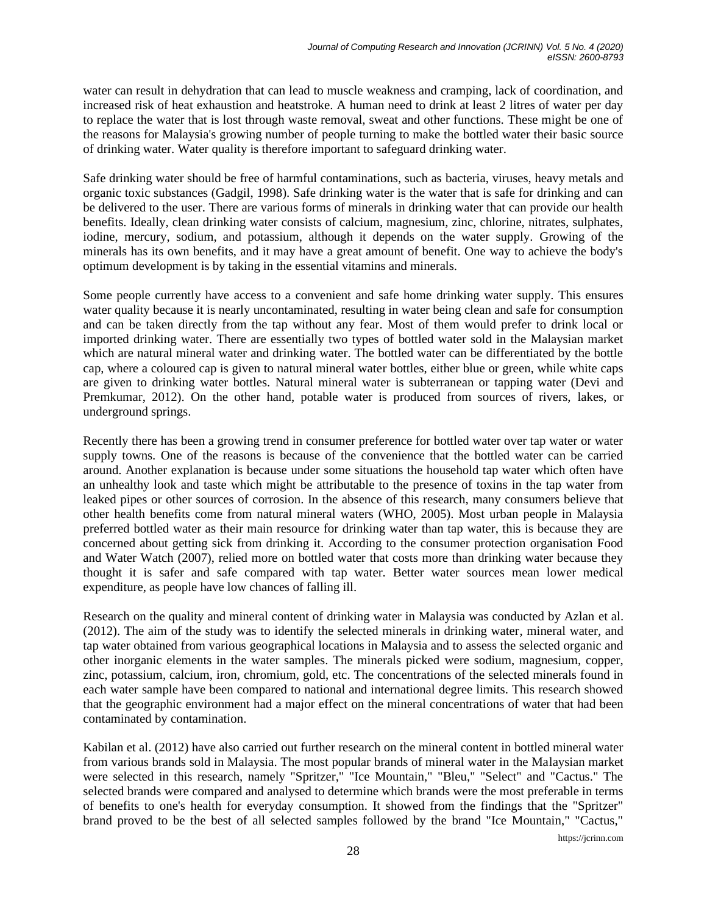water can result in dehydration that can lead to muscle weakness and cramping, lack of coordination, and increased risk of heat exhaustion and heatstroke. A human need to drink at least 2 litres of water per day to replace the water that is lost through waste removal, sweat and other functions. These might be one of the reasons for Malaysia's growing number of people turning to make the bottled water their basic source of drinking water. Water quality is therefore important to safeguard drinking water.

Safe drinking water should be free of harmful contaminations, such as bacteria, viruses, heavy metals and organic toxic substances (Gadgil, 1998). Safe drinking water is the water that is safe for drinking and can be delivered to the user. There are various forms of minerals in drinking water that can provide our health benefits. Ideally, clean drinking water consists of calcium, magnesium, zinc, chlorine, nitrates, sulphates, iodine, mercury, sodium, and potassium, although it depends on the water supply. Growing of the minerals has its own benefits, and it may have a great amount of benefit. One way to achieve the body's optimum development is by taking in the essential vitamins and minerals.

Some people currently have access to a convenient and safe home drinking water supply. This ensures water quality because it is nearly uncontaminated, resulting in water being clean and safe for consumption and can be taken directly from the tap without any fear. Most of them would prefer to drink local or imported drinking water. There are essentially two types of bottled water sold in the Malaysian market which are natural mineral water and drinking water. The bottled water can be differentiated by the bottle cap, where a coloured cap is given to natural mineral water bottles, either blue or green, while white caps are given to drinking water bottles. Natural mineral water is subterranean or tapping water (Devi and Premkumar, 2012). On the other hand, potable water is produced from sources of rivers, lakes, or underground springs.

Recently there has been a growing trend in consumer preference for bottled water over tap water or water supply towns. One of the reasons is because of the convenience that the bottled water can be carried around. Another explanation is because under some situations the household tap water which often have an unhealthy look and taste which might be attributable to the presence of toxins in the tap water from leaked pipes or other sources of corrosion. In the absence of this research, many consumers believe that other health benefits come from natural mineral waters (WHO, 2005). Most urban people in Malaysia preferred bottled water as their main resource for drinking water than tap water, this is because they are concerned about getting sick from drinking it. According to the consumer protection organisation Food and Water Watch (2007), relied more on bottled water that costs more than drinking water because they thought it is safer and safe compared with tap water. Better water sources mean lower medical expenditure, as people have low chances of falling ill.

Research on the quality and mineral content of drinking water in Malaysia was conducted by Azlan et al. (2012). The aim of the study was to identify the selected minerals in drinking water, mineral water, and tap water obtained from various geographical locations in Malaysia and to assess the selected organic and other inorganic elements in the water samples. The minerals picked were sodium, magnesium, copper, zinc, potassium, calcium, iron, chromium, gold, etc. The concentrations of the selected minerals found in each water sample have been compared to national and international degree limits. This research showed that the geographic environment had a major effect on the mineral concentrations of water that had been contaminated by contamination.

Kabilan et al. (2012) have also carried out further research on the mineral content in bottled mineral water from various brands sold in Malaysia. The most popular brands of mineral water in the Malaysian market were selected in this research, namely "Spritzer," "Ice Mountain," "Bleu," "Select" and "Cactus." The selected brands were compared and analysed to determine which brands were the most preferable in terms of benefits to one's health for everyday consumption. It showed from the findings that the "Spritzer" brand proved to be the best of all selected samples followed by the brand "Ice Mountain," "Cactus,"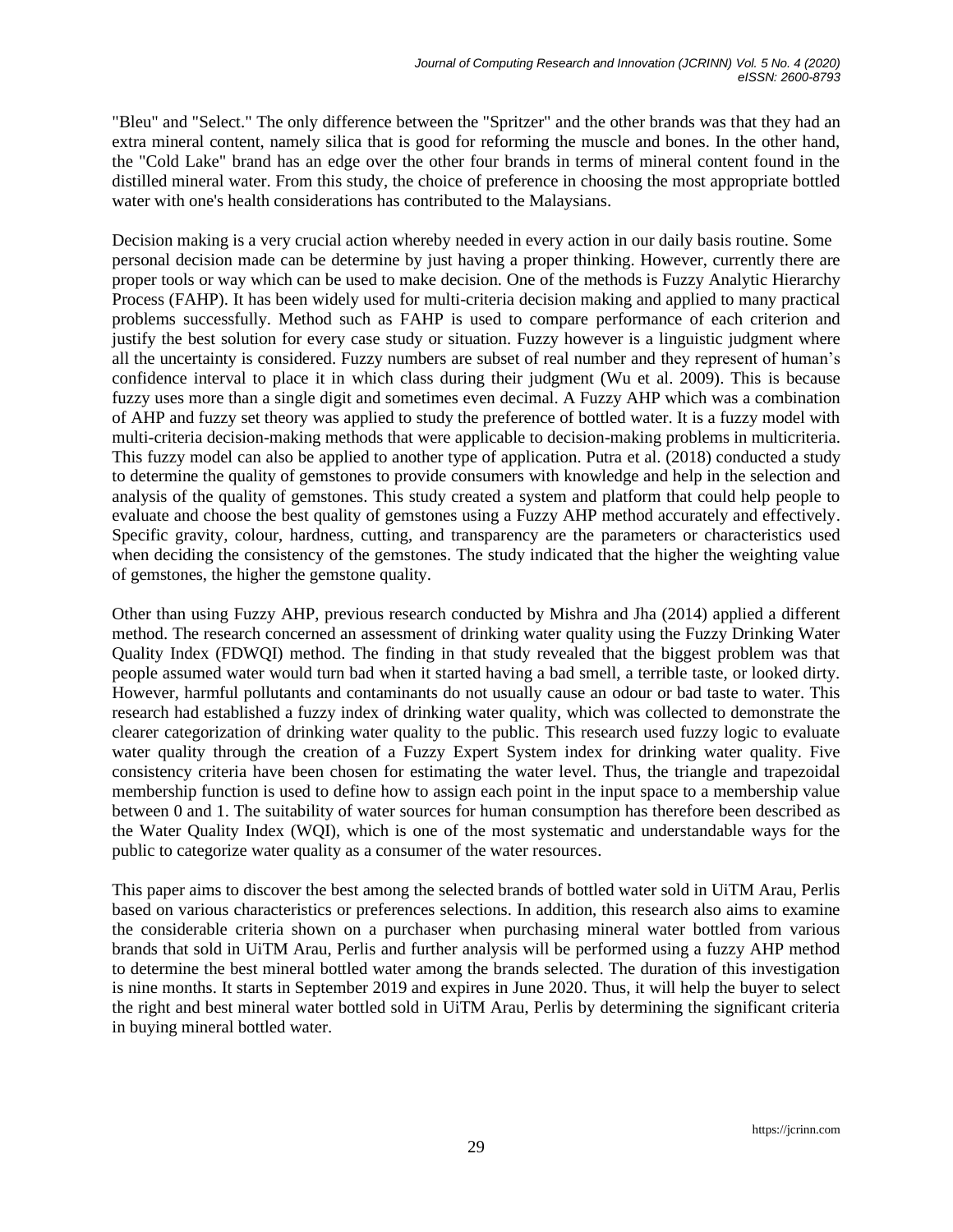"Bleu" and "Select." The only difference between the "Spritzer" and the other brands was that they had an extra mineral content, namely silica that is good for reforming the muscle and bones. In the other hand, the "Cold Lake" brand has an edge over the other four brands in terms of mineral content found in the distilled mineral water. From this study, the choice of preference in choosing the most appropriate bottled water with one's health considerations has contributed to the Malaysians.

Decision making is a very crucial action whereby needed in every action in our daily basis routine. Some personal decision made can be determine by just having a proper thinking. However, currently there are proper tools or way which can be used to make decision. One of the methods is Fuzzy Analytic Hierarchy Process (FAHP). It has been widely used for multi-criteria decision making and applied to many practical problems successfully. Method such as FAHP is used to compare performance of each criterion and justify the best solution for every case study or situation. Fuzzy however is a linguistic judgment where all the uncertainty is considered. Fuzzy numbers are subset of real number and they represent of human's confidence interval to place it in which class during their judgment (Wu et al. 2009). This is because fuzzy uses more than a single digit and sometimes even decimal. A Fuzzy AHP which was a combination of AHP and fuzzy set theory was applied to study the preference of bottled water. It is a fuzzy model with multi-criteria decision-making methods that were applicable to decision-making problems in multicriteria. This fuzzy model can also be applied to another type of application. Putra et al. (2018) conducted a study to determine the quality of gemstones to provide consumers with knowledge and help in the selection and analysis of the quality of gemstones. This study created a system and platform that could help people to evaluate and choose the best quality of gemstones using a Fuzzy AHP method accurately and effectively. Specific gravity, colour, hardness, cutting, and transparency are the parameters or characteristics used when deciding the consistency of the gemstones. The study indicated that the higher the weighting value of gemstones, the higher the gemstone quality.

Other than using Fuzzy AHP, previous research conducted by Mishra and Jha (2014) applied a different method. The research concerned an assessment of drinking water quality using the Fuzzy Drinking Water Quality Index (FDWQI) method. The finding in that study revealed that the biggest problem was that people assumed water would turn bad when it started having a bad smell, a terrible taste, or looked dirty. However, harmful pollutants and contaminants do not usually cause an odour or bad taste to water. This research had established a fuzzy index of drinking water quality, which was collected to demonstrate the clearer categorization of drinking water quality to the public. This research used fuzzy logic to evaluate water quality through the creation of a Fuzzy Expert System index for drinking water quality. Five consistency criteria have been chosen for estimating the water level. Thus, the triangle and trapezoidal membership function is used to define how to assign each point in the input space to a membership value between 0 and 1. The suitability of water sources for human consumption has therefore been described as the Water Quality Index (WQI), which is one of the most systematic and understandable ways for the public to categorize water quality as a consumer of the water resources.

This paper aims to discover the best among the selected brands of bottled water sold in UiTM Arau, Perlis based on various characteristics or preferences selections. In addition, this research also aims to examine the considerable criteria shown on a purchaser when purchasing mineral water bottled from various brands that sold in UiTM Arau, Perlis and further analysis will be performed using a fuzzy AHP method to determine the best mineral bottled water among the brands selected. The duration of this investigation is nine months. It starts in September 2019 and expires in June 2020. Thus, it will help the buyer to select the right and best mineral water bottled sold in UiTM Arau, Perlis by determining the significant criteria in buying mineral bottled water.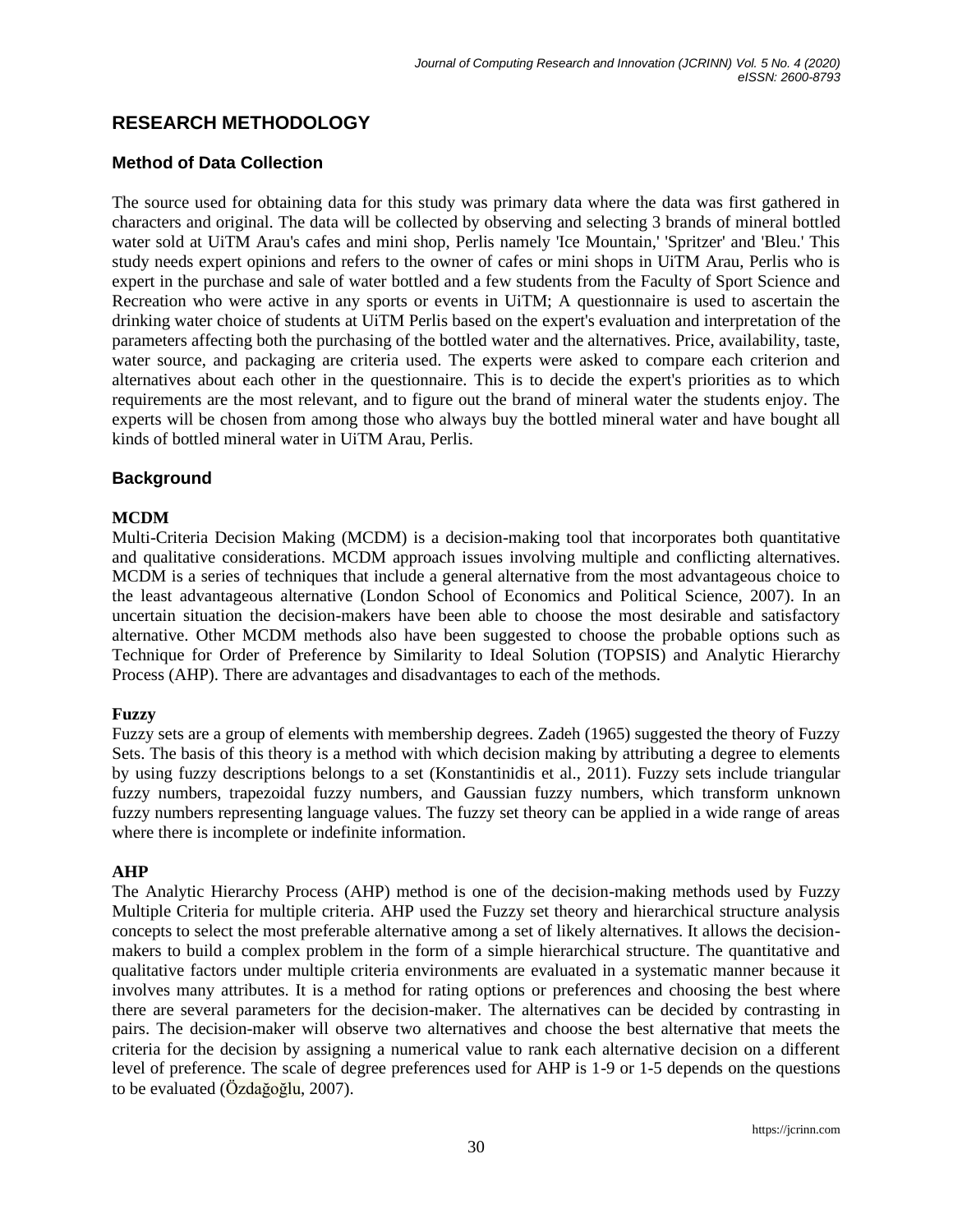## RESEARCH METHODOLOGY

### Method of Data Collection

The source used for obtaining data for this study was primary data where the data was first gathered in characters and original. The data will be collected by observing and selecting 3 brands of mineral bottled water sold at UiTM Arau's cafes and mini shop, Perlis namely 'Ice Mountain,' 'Spritzer' and 'Bleu.' This study needs expert opinions and refers to the owner of cafes or mini shops in UiTM Arau, Perlis who is expert in the purchase and sale of water bottled and a few students from the Faculty of Sport Science and Recreation who were active in any sports or events in UiTM; A questionnaire is used to ascertain the drinking water choice of students at UiTM Perlis based on the expert's evaluation and interpretation of the parameters affecting both the purchasing of the bottled water and the alternatives. Price, availability, taste, water source, and packaging are criteria used. The experts were asked to compare each criterion and alternatives about each other in the questionnaire. This is to decide the expert's priorities as to which requirements are the most relevant, and to figure out the brand of mineral water the students enjoy. The experts will be chosen from among those who always buy the bottled mineral water and have bought all kinds of bottled mineral water in UiTM Arau, Perlis.

### Background

**MCDM**

Multi-Criteria Decision Making (MCDM) is a decision-making tool that incorporates both quantitative and qualitative considerations. MCDM approach issues involving multiple and conflicting alternatives. MCDM is a series of techniques that include a general alternative from the most advantageous choice to the least advantageous alternative (London School of Economics and Political Science, 2007). In an uncertain situation the decision-makers have been able to choose the most desirable and satisfactory alternative. Other MCDM methods also have been suggested to choose the probable options such as Technique for Order of Preference by Similarity to Ideal Solution (TOPSIS) and Analytic Hierarchy Process (AHP). There are advantages and disadvantages to each of the methods.

**Fuzzy**

Fuzzy sets are a group of elements with membership degrees. Zadeh (1965) suggested the theory of Fuzzy Sets. The basis of this theory is a method with which decision making by attributing a degree to elements by using fuzzy descriptions belongs to a set (Konstantinidis et al., 2011). Fuzzy sets include triangular fuzzy numbers, trapezoidal fuzzy numbers, and Gaussian fuzzy numbers, which transform unknown fuzzy numbers representing language values. The fuzzy set theory can be applied in a wide range of areas where there is incomplete or indefinite information.

**AHP**

The Analytic Hierarchy Process (AHP) method is one of the decision-making methods used by Fuzzy Multiple Criteria for multiple criteria. AHP used the Fuzzy set theory and hierarchical structure analysis concepts to select the most preferable alternative among a set of likely alternatives. It allows the decision-makers to build a complex problem in the form of a simple hierarchical structure. The quantitative and qualitative factors under multiple criteria environments are evaluated in a systematic manner because it involves many attributes. It is a method for rating options or preferences and choosing the best where there are several parameters for the decision-maker. The alternatives can be decided by contrasting in pairs. The decision-maker will observe two alternatives and choose the best alternative that meets the criteria for the decision by assigning a numerical value to rank each alternative decision on a different level of preference. The scale of degree preferences used for AHP is 1-9 or 1-5 depends on the questions to be evaluated (Özdağoğlu, 2007).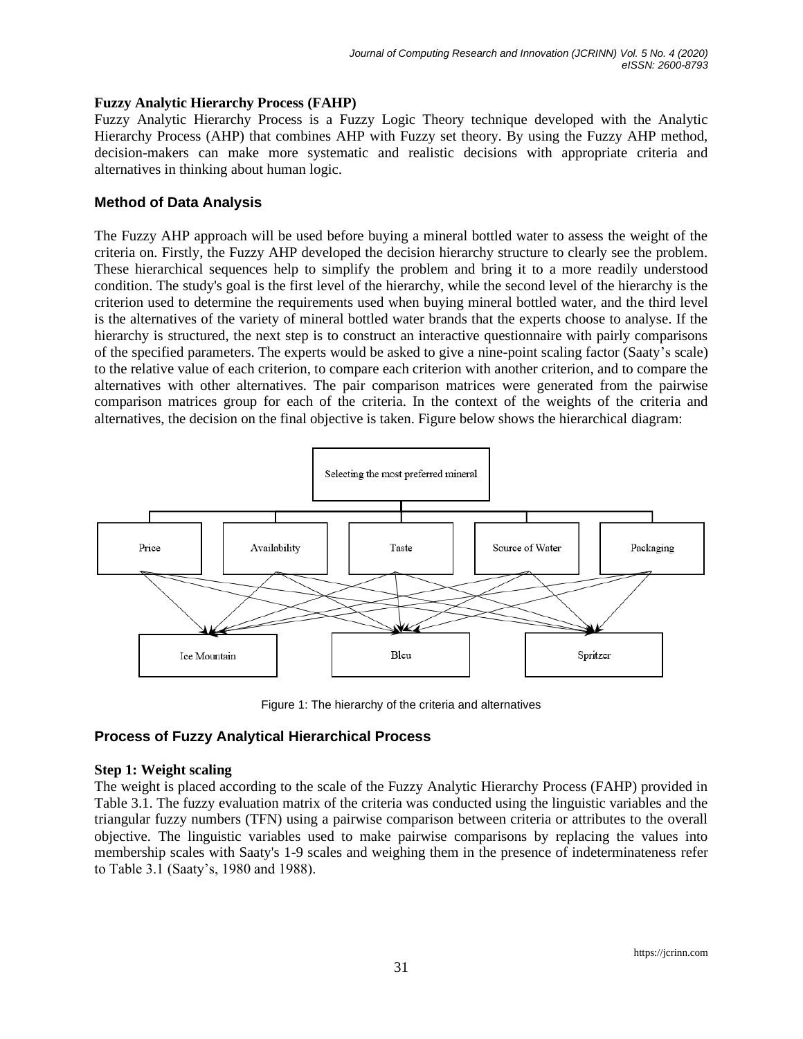**Fuzzy Analytic Hierarchy Process (FAHP)**

Fuzzy Analytic Hierarchy Process is a Fuzzy Logic Theory technique developed with the Analytic Hierarchy Process (AHP) that combines AHP with Fuzzy set theory. By using the Fuzzy AHP method, decision-makers can make more systematic and realistic decisions with appropriate criteria and alternatives in thinking about human logic.

## Method of Data Analysis

The Fuzzy AHP approach will be used before buying a mineral bottled water to assess the weight of the criteria on. Firstly, the Fuzzy AHP developed the decision hierarchy structure to clearly see the problem. These hierarchical sequences help to simplify the problem and bring it to a more readily understood condition. The study's goal is the first level of the hierarchy, while the second level of the hierarchy is the criterion used to determine the requirements used when buying mineral bottled water, and the third level is the alternatives of the variety of mineral bottled water brands that the experts choose to analyse. If the hierarchy is structured, the next step is to construct an interactive questionnaire with pairly comparisons of the specified parameters. The experts would be asked to give a nine-point scaling factor (Saaty's scale) to the relative value of each criterion, to compare each criterion with another criterion, and to compare the alternatives with other alternatives. The pair comparison matrices were generated from the pairwise comparison matrices group for each of the criteria. In the context of the weights of the criteria and alternatives, the decision on the final objective is taken. Figure below shows the hierarchical diagram:

Selecting the most preferred mineral

Price | Availability | Taste | Source of Water | Packaging

Ice Mountain | Bleu | Spritzer

Figure 1: The hierarchy of the criteria and alternatives

## Process of Fuzzy Analytical Hierarchical Process

**Step 1: Weight scaling**

The weight is placed according to the scale of the Fuzzy Analytic Hierarchy Process (FAHP) provided in Table 3.1. The fuzzy evaluation matrix of the criteria was conducted using the linguistic variables and the triangular fuzzy numbers (TFN) using a pairwise comparison between criteria or attributes to the overall objective. The linguistic variables used to make pairwise comparisons by replacing the values into membership scales with Saaty's 1-9 scales and weighing them in the presence of indeterminateness refer to Table 3.1 (Saaty's, 1980 and 1988).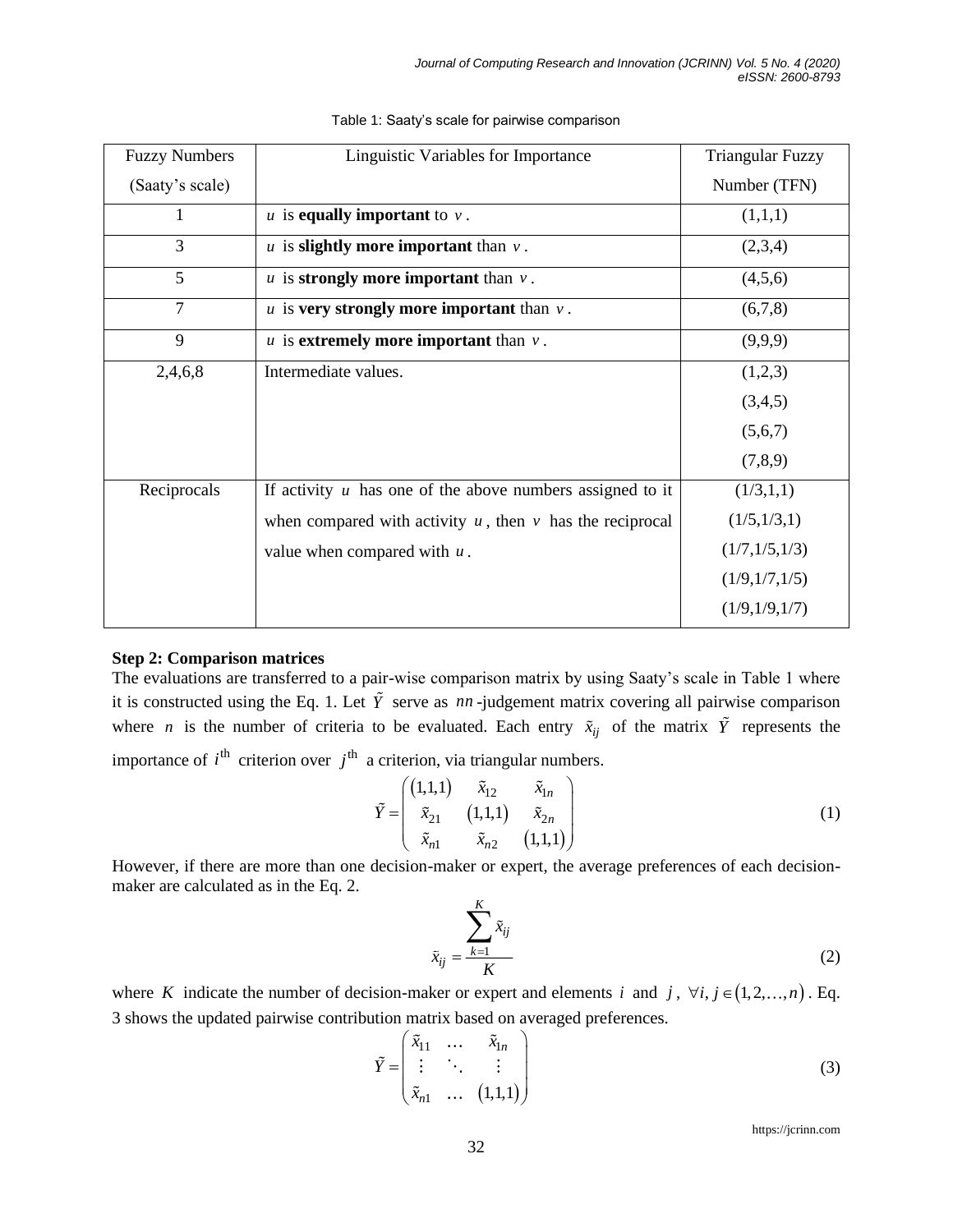Table 1: Saaty's scale for pairwise comparison

| Fuzzy Numbers (Saaty's scale) | Linguistic Variables for Importance | Triangular Fuzzy Number (TFN) |
|---|---|---|
| 1 | $u$ is **equally important** to $v$. | (1,1,1) |
| 3 | $u$ is **slightly more important** than $v$. | (2,3,4) |
| 5 | $u$ is **strongly more important** than $v$. | (4,5,6) |
| 7 | $u$ is **very strongly more important** than $v$. | (6,7,8) |
| 9 | $u$ is **extremely more important** than $v$. | (9,9,9) |
| 2,4,6,8 | Intermediate values. | (1,2,3)<br>(3,4,5)<br>(5,6,7)<br>(7,8,9) |
| Reciprocals | If activity $u$ has one of the above numbers assigned to it when compared with activity $u$, then $v$ has the reciprocal value when compared with $u$. | (1/3,1,1)<br>(1/5,1/3,1)<br>(1/7,1/5,1/3)<br>(1/9,1/7,1/5)<br>(1/9,1/9,1/7) |

**Step 2: Comparison matrices**

The evaluations are transferred to a pair-wise comparison matrix by using Saaty's scale in Table 1 where it is constructed using the Eq. 1. Let $\tilde{Y}$ serve as $nn$-judgement matrix covering all pairwise comparison where $n$ is the number of criteria to be evaluated. Each entry $\tilde{x}_{ij}$ of the matrix $\tilde{Y}$ represents the importance of $i^{\text{th}}$ criterion over $j^{\text{th}}$ a criterion, via triangular numbers.

$$\tilde{Y} = \begin{pmatrix} (1,1,1) & \tilde{x}_{12} & \tilde{x}_{1n} \\ \tilde{x}_{21} & (1,1,1) & \tilde{x}_{2n} \\ \tilde{x}_{n1} & \tilde{x}_{n2} & (1,1,1) \end{pmatrix} \tag{1}$$

However, if there are more than one decision-maker or expert, the average preferences of each decision-maker are calculated as in the Eq. 2.

$$\tilde{x}_{ij} = \frac{\sum_{k=1}^{K} \tilde{x}_{ij}}{K} \tag{2}$$

where $K$ indicate the number of decision-maker or expert and elements $i$ and $j$, $\forall i, j \in (1, 2, \ldots, n)$. Eq. 3 shows the updated pairwise contribution matrix based on averaged preferences.

$$\tilde{Y} = \begin{pmatrix} \tilde{x}_{11} & \cdots & \tilde{x}_{1n} \\ \vdots & \ddots & \vdots \\ \tilde{x}_{n1} & \cdots & (1,1,1) \end{pmatrix} \tag{3}$$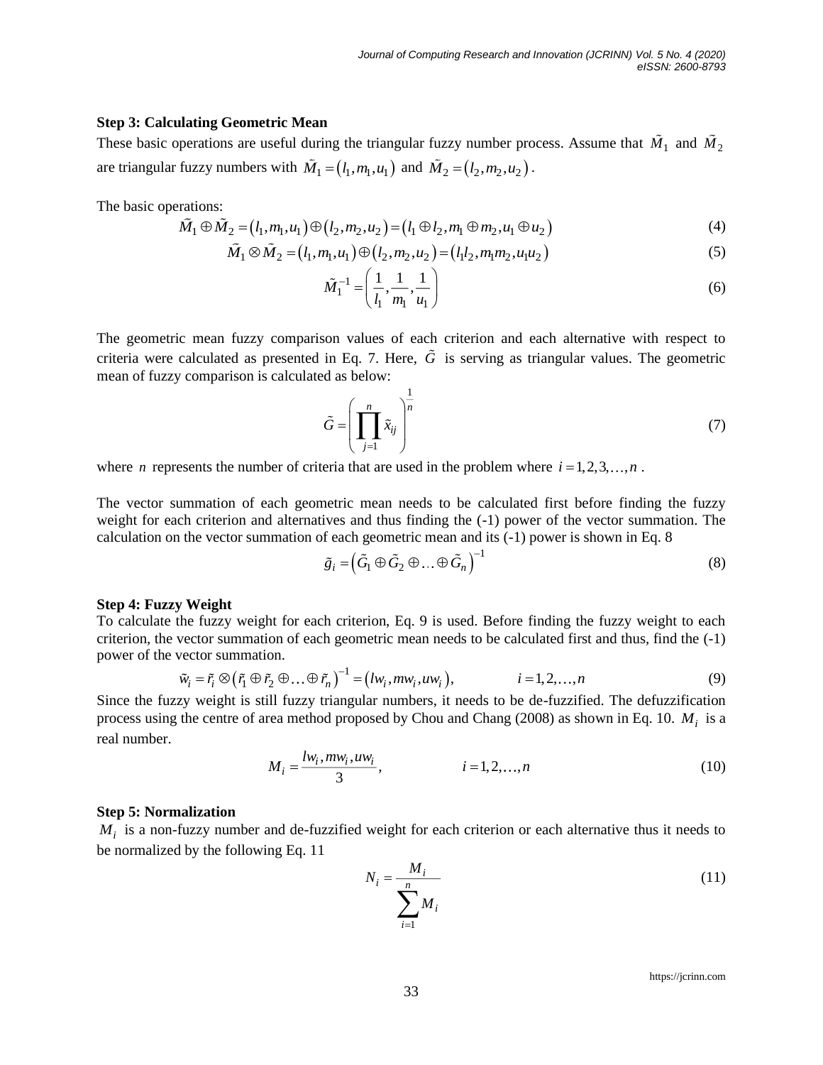**Step 3: Calculating Geometric Mean**

These basic operations are useful during the triangular fuzzy number process. Assume that $\tilde{M}_1$ and $\tilde{M}_2$ are triangular fuzzy numbers with $\tilde{M}_1 = (l_1, m_1, u_1)$ and $\tilde{M}_2 = (l_2, m_2, u_2)$.

The basic operations:

$$\tilde{M}_1 \oplus \tilde{M}_2 = (l_1, m_1, u_1) \oplus (l_2, m_2, u_2) = (l_1 \oplus l_2, m_1 \oplus m_2, u_1 \oplus u_2) \tag{4}$$

$$\tilde{M}_1 \otimes \tilde{M}_2 = (l_1, m_1, u_1) \oplus (l_2, m_2, u_2) = (l_1 l_2, m_1 m_2, u_1 u_2) \tag{5}$$

$$\tilde{M}_1^{-1} = \left( \frac{1}{l_1}, \frac{1}{m_1}, \frac{1}{u_1} \right) \tag{6}$$

The geometric mean fuzzy comparison values of each criterion and each alternative with respect to criteria were calculated as presented in Eq. 7. Here, $\tilde{G}$ is serving as triangular values. The geometric mean of fuzzy comparison is calculated as below:

$$\tilde{G} = \left( \prod_{j=1}^{n} \tilde{x}_{ij} \right)^{\frac{1}{n}} \tag{7}$$

where $n$ represents the number of criteria that are used in the problem where $i = 1, 2, 3, \ldots, n$.

The vector summation of each geometric mean needs to be calculated first before finding the fuzzy weight for each criterion and alternatives and thus finding the (-1) power of the vector summation. The calculation on the vector summation of each geometric mean and its (-1) power is shown in Eq. 8

$$\tilde{g}_i = \left( \tilde{G}_1 \oplus \tilde{G}_2 \oplus \ldots \oplus \tilde{G}_n \right)^{-1} \tag{8}$$

**Step 4: Fuzzy Weight**

To calculate the fuzzy weight for each criterion, Eq. 9 is used. Before finding the fuzzy weight to each criterion, the vector summation of each geometric mean needs to be calculated first and thus, find the (-1) power of the vector summation.

$$\tilde{w}_i = \tilde{r}_i \otimes \left( \tilde{r}_1 \oplus \tilde{r}_2 \oplus \ldots \oplus \tilde{r}_n \right)^{-1} = \left( lw_i, mw_i, uw_i \right), \qquad i = 1, 2, \ldots, n \tag{9}$$

Since the fuzzy weight is still fuzzy triangular numbers, it needs to be de-fuzzified. The defuzzification process using the centre of area method proposed by Chou and Chang (2008) as shown in Eq. 10. $M_i$ is a real number.

$$M_i = \frac{lw_i, mw_i, uw_i}{3}, \qquad i = 1, 2, \ldots, n \tag{10}$$

**Step 5: Normalization**

$M_i$ is a non-fuzzy number and de-fuzzified weight for each criterion or each alternative thus it needs to be normalized by the following Eq. 11

$$N_i = \frac{M_i}{\sum_{i=1}^{n} M_i} \tag{11}$$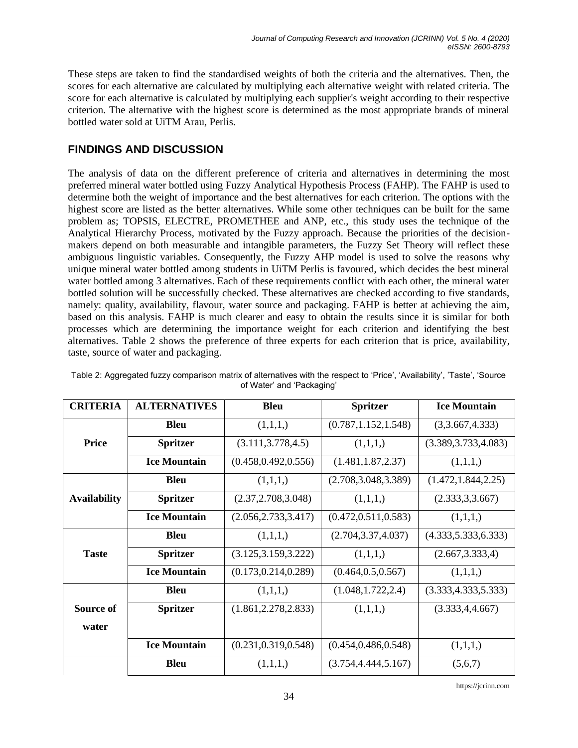These steps are taken to find the standardised weights of both the criteria and the alternatives. Then, the scores for each alternative are calculated by multiplying each alternative weight with related criteria. The score for each alternative is calculated by multiplying each supplier's weight according to their respective criterion. The alternative with the highest score is determined as the most appropriate brands of mineral bottled water sold at UiTM Arau, Perlis.

## FINDINGS AND DISCUSSION

The analysis of data on the different preference of criteria and alternatives in determining the most preferred mineral water bottled using Fuzzy Analytical Hypothesis Process (FAHP). The FAHP is used to determine both the weight of importance and the best alternatives for each criterion. The options with the highest score are listed as the better alternatives. While some other techniques can be built for the same problem as; TOPSIS, ELECTRE, PROMETHEE and ANP, etc., this study uses the technique of the Analytical Hierarchy Process, motivated by the Fuzzy approach. Because the priorities of the decision-makers depend on both measurable and intangible parameters, the Fuzzy Set Theory will reflect these ambiguous linguistic variables. Consequently, the Fuzzy AHP model is used to solve the reasons why unique mineral water bottled among students in UiTM Perlis is favoured, which decides the best mineral water bottled among 3 alternatives. Each of these requirements conflict with each other, the mineral water bottled solution will be successfully checked. These alternatives are checked according to five standards, namely: quality, availability, flavour, water source and packaging. FAHP is better at achieving the aim, based on this analysis. FAHP is much clearer and easy to obtain the results since it is similar for both processes which are determining the importance weight for each criterion and identifying the best alternatives. Table 2 shows the preference of three experts for each criterion that is price, availability, taste, source of water and packaging.

Table 2: Aggregated fuzzy comparison matrix of alternatives with the respect to 'Price', 'Availability', 'Taste', 'Source of Water' and 'Packaging'

| CRITERIA | ALTERNATIVES | Bleu | Spritzer | Ice Mountain |
|---|---|---|---|---|
| Price | Bleu | (1,1,1,) | (0.787,1.152,1.548) | (3,3.667,4.333) |
| | Spritzer | (3.111,3.778,4.5) | (1,1,1,) | (3.389,3.733,4.083) |
| | Ice Mountain | (0.458,0.492,0.556) | (1.481,1.87,2.37) | (1,1,1,) |
| Availability | Bleu | (1,1,1,) | (2.708,3.048,3.389) | (1.472,1.844,2.25) |
| | Spritzer | (2.37,2.708,3.048) | (1,1,1,) | (2.333,3,3.667) |
| | Ice Mountain | (2.056,2.733,3.417) | (0.472,0.511,0.583) | (1,1,1,) |
| Taste | Bleu | (1,1,1,) | (2.704,3.37,4.037) | (4.333,5.333,6.333) |
| | Spritzer | (3.125,3.159,3.222) | (1,1,1,) | (2.667,3.333,4) |
| | Ice Mountain | (0.173,0.214,0.289) | (0.464,0.5,0.567) | (1,1,1,) |
| Source of water | Bleu | (1,1,1,) | (1.048,1.722,2.4) | (3.333,4.333,5.333) |
| | Spritzer | (1.861,2.278,2.833) | (1,1,1,) | (3.333,4,4.667) |
| | Ice Mountain | (0.231,0.319,0.548) | (0.454,0.486,0.548) | (1,1,1,) |
| | Bleu | (1,1,1,) | (3.754,4.444,5.167) | (5,6,7) |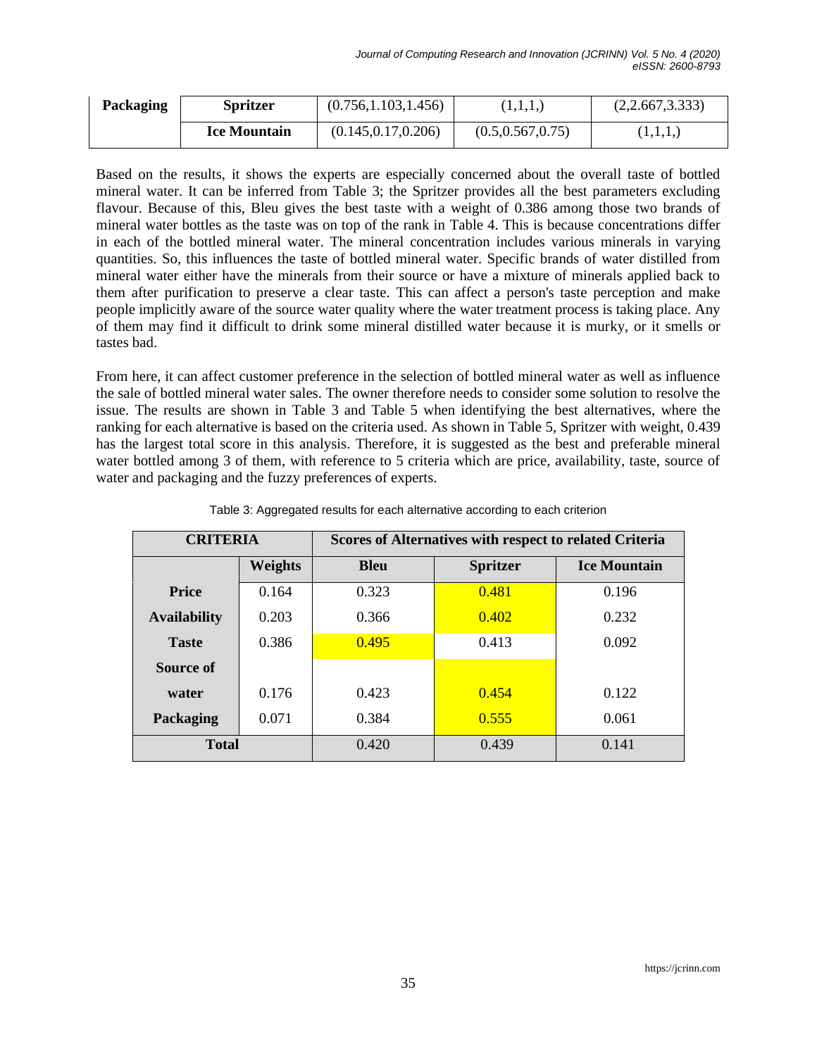| Packaging | Spritzer | (0.756,1.103,1.456) | (1,1,1,) | (2,2.667,3.333) |
|---|---|---|---|---|
| | Ice Mountain | (0.145,0.17,0.206) | (0.5,0.567,0.75) | (1,1,1,) |

Based on the results, it shows the experts are especially concerned about the overall taste of bottled mineral water. It can be inferred from Table 3; the Spritzer provides all the best parameters excluding flavour. Because of this, Bleu gives the best taste with a weight of 0.386 among those two brands of mineral water bottles as the taste was on top of the rank in Table 4. This is because concentrations differ in each of the bottled mineral water. The mineral concentration includes various minerals in varying quantities. So, this influences the taste of bottled mineral water. Specific brands of water distilled from mineral water either have the minerals from their source or have a mixture of minerals applied back to them after purification to preserve a clear taste. This can affect a person's taste perception and make people implicitly aware of the source water quality where the water treatment process is taking place. Any of them may find it difficult to drink some mineral distilled water because it is murky, or it smells or tastes bad.

From here, it can affect customer preference in the selection of bottled mineral water as well as influence the sale of bottled mineral water sales. The owner therefore needs to consider some solution to resolve the issue. The results are shown in Table 3 and Table 5 when identifying the best alternatives, where the ranking for each alternative is based on the criteria used. As shown in Table 5, Spritzer with weight, 0.439 has the largest total score in this analysis. Therefore, it is suggested as the best and preferable mineral water bottled among 3 of them, with reference to 5 criteria which are price, availability, taste, source of water and packaging and the fuzzy preferences of experts.

Table 3: Aggregated results for each alternative according to each criterion

| CRITERIA | | Scores of Alternatives with respect to related Criteria | | |
|---|---|---|---|---|
| | Weights | Bleu | Spritzer | Ice Mountain |
| Price | 0.164 | 0.323 | 0.481 | 0.196 |
| Availability | 0.203 | 0.366 | 0.402 | 0.232 |
| Taste | 0.386 | 0.495 | 0.413 | 0.092 |
| Source of water | 0.176 | 0.423 | 0.454 | 0.122 |
| Packaging | 0.071 | 0.384 | 0.555 | 0.061 |
| Total | | 0.420 | 0.439 | 0.141 |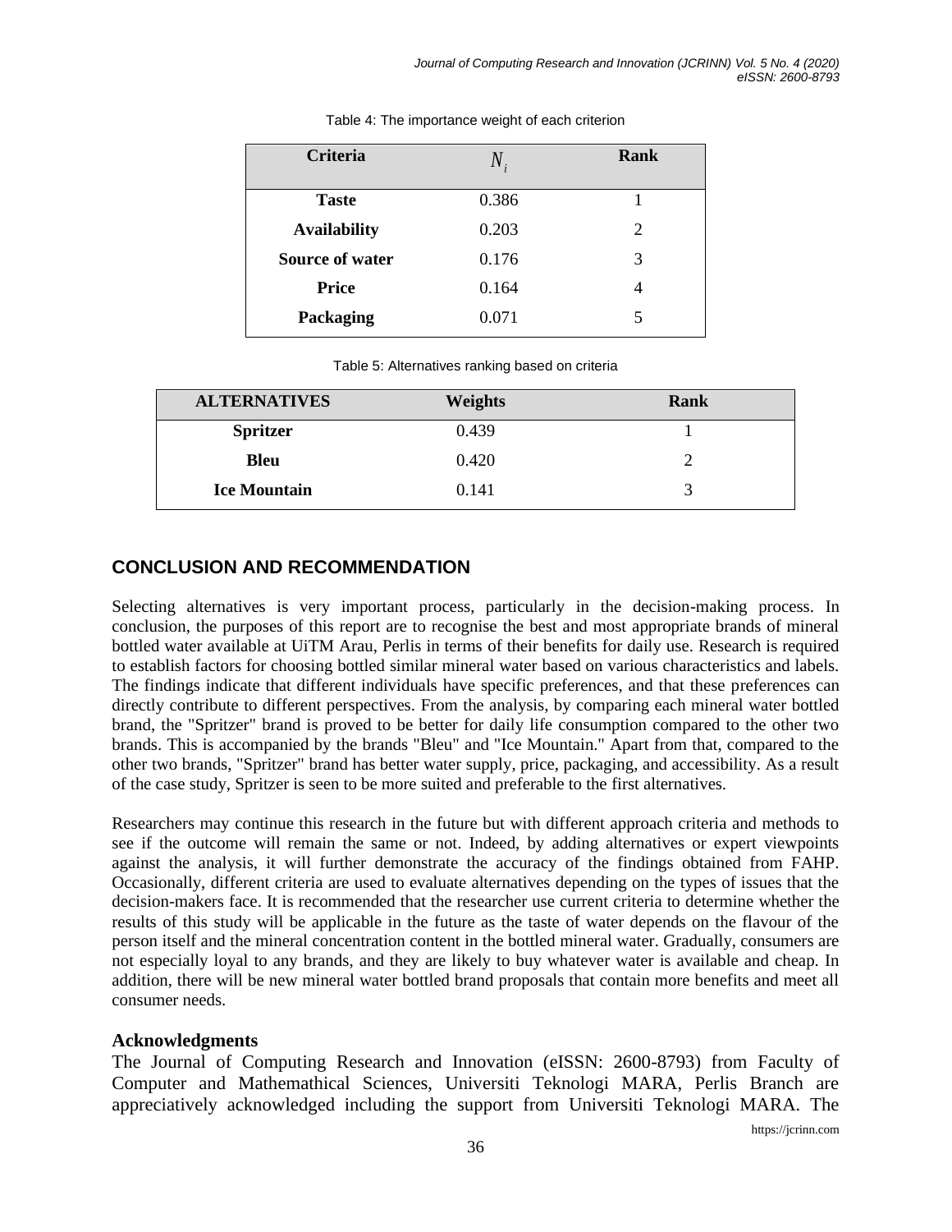Table 4: The importance weight of each criterion

| Criteria | $N_i$ | Rank |
|---|---|---|
| **Taste** | 0.386 | 1 |
| **Availability** | 0.203 | 2 |
| **Source of water** | 0.176 | 3 |
| **Price** | 0.164 | 4 |
| **Packaging** | 0.071 | 5 |

Table 5: Alternatives ranking based on criteria

| ALTERNATIVES | Weights | Rank |
|---|---|---|
| **Spritzer** | 0.439 | 1 |
| **Bleu** | 0.420 | 2 |
| **Ice Mountain** | 0.141 | 3 |

## CONCLUSION AND RECOMMENDATION

Selecting alternatives is very important process, particularly in the decision-making process. In conclusion, the purposes of this report are to recognise the best and most appropriate brands of mineral bottled water available at UiTM Arau, Perlis in terms of their benefits for daily use. Research is required to establish factors for choosing bottled similar mineral water based on various characteristics and labels. The findings indicate that different individuals have specific preferences, and that these preferences can directly contribute to different perspectives. From the analysis, by comparing each mineral water bottled brand, the "Spritzer" brand is proved to be better for daily life consumption compared to the other two brands. This is accompanied by the brands "Bleu" and "Ice Mountain." Apart from that, compared to the other two brands, "Spritzer" brand has better water supply, price, packaging, and accessibility. As a result of the case study, Spritzer is seen to be more suited and preferable to the first alternatives.

Researchers may continue this research in the future but with different approach criteria and methods to see if the outcome will remain the same or not. Indeed, by adding alternatives or expert viewpoints against the analysis, it will further demonstrate the accuracy of the findings obtained from FAHP. Occasionally, different criteria are used to evaluate alternatives depending on the types of issues that the decision-makers face. It is recommended that the researcher use current criteria to determine whether the results of this study will be applicable in the future as the taste of water depends on the flavour of the person itself and the mineral concentration content in the bottled mineral water. Gradually, consumers are not especially loyal to any brands, and they are likely to buy whatever water is available and cheap. In addition, there will be new mineral water bottled brand proposals that contain more benefits and meet all consumer needs.

### Acknowledgments

The Journal of Computing Research and Innovation (eISSN: 2600-8793) from Faculty of Computer and Mathemathical Sciences, Universiti Teknologi MARA, Perlis Branch are appreciatively acknowledged including the support from Universiti Teknologi MARA. The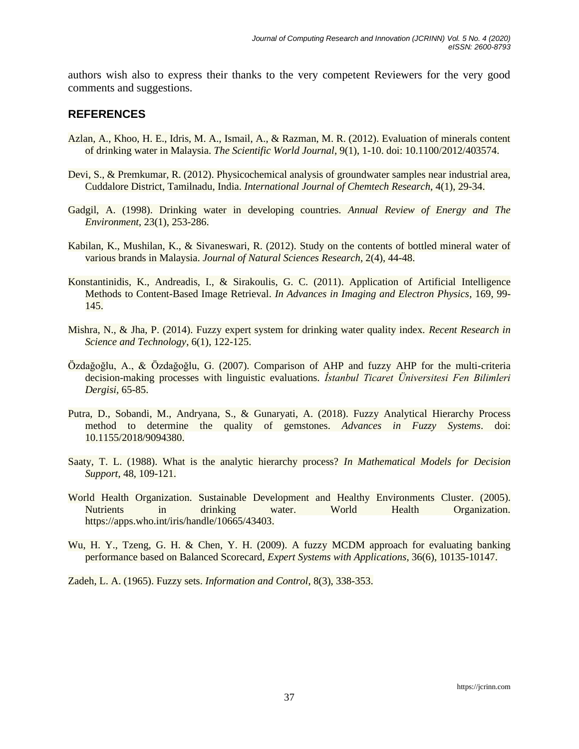authors wish also to express their thanks to the very competent Reviewers for the very good comments and suggestions.

## REFERENCES

Azlan, A., Khoo, H. E., Idris, M. A., Ismail, A., & Razman, M. R. (2012). Evaluation of minerals content of drinking water in Malaysia. *The Scientific World Journal*, 9(1), 1-10. doi: 10.1100/2012/403574.

Devi, S., & Premkumar, R. (2012). Physicochemical analysis of groundwater samples near industrial area, Cuddalore District, Tamilnadu, India. *International Journal of Chemtech Research*, 4(1), 29-34.

Gadgil, A. (1998). Drinking water in developing countries. *Annual Review of Energy and The Environment*, 23(1), 253-286.

Kabilan, K., Mushilan, K., & Sivaneswari, R. (2012). Study on the contents of bottled mineral water of various brands in Malaysia. *Journal of Natural Sciences Research*, 2(4), 44-48.

Konstantinidis, K., Andreadis, I., & Sirakoulis, G. C. (2011). Application of Artificial Intelligence Methods to Content-Based Image Retrieval. *In Advances in Imaging and Electron Physics*, 169, 99-145.

Mishra, N., & Jha, P. (2014). Fuzzy expert system for drinking water quality index. *Recent Research in Science and Technology*, 6(1), 122-125.

Özdağoğlu, A., & Özdağoğlu, G. (2007). Comparison of AHP and fuzzy AHP for the multi-criteria decision-making processes with linguistic evaluations. *İstanbul Ticaret Üniversitesi Fen Bilimleri Dergisi*, 65-85.

Putra, D., Sobandi, M., Andryana, S., & Gunaryati, A. (2018). Fuzzy Analytical Hierarchy Process method to determine the quality of gemstones. *Advances in Fuzzy Systems*. doi: 10.1155/2018/9094380.

Saaty, T. L. (1988). What is the analytic hierarchy process? *In Mathematical Models for Decision Support*, 48, 109-121.

World Health Organization. Sustainable Development and Healthy Environments Cluster. (2005). Nutrients in drinking water. World Health Organization. https://apps.who.int/iris/handle/10665/43403.

Wu, H. Y., Tzeng, G. H. & Chen, Y. H. (2009). A fuzzy MCDM approach for evaluating banking performance based on Balanced Scorecard, *Expert Systems with Applications*, 36(6), 10135-10147.

Zadeh, L. A. (1965). Fuzzy sets. *Information and Control*, 8(3), 338-353.